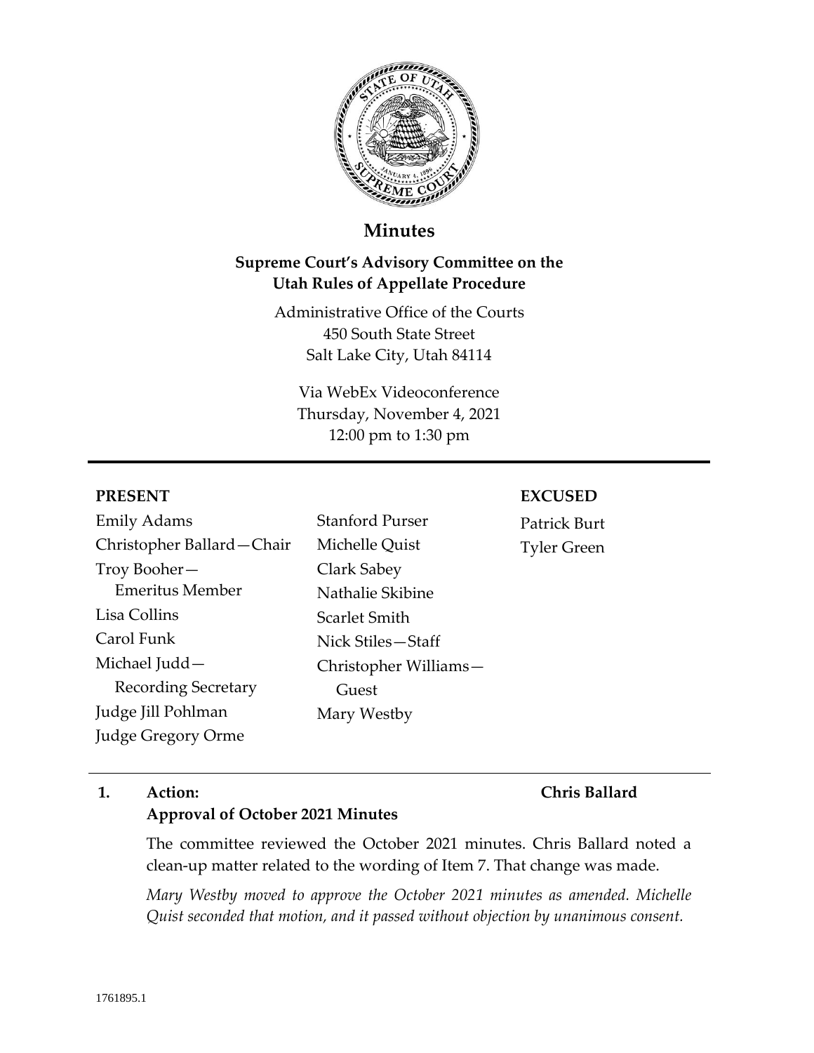# Minutes

## Supreme Court's Advisory Committee on the Utah Rules of Appellate Procedure

Administrative Office of the Courts
450 South State Street
Salt Lake City, Utah 84114

Via WebEx Videoconference
Thursday, November 4, 2021
12:00 pm to 1:30 pm

---

**PRESENT**

Emily Adams
Christopher Ballard—Chair
Troy Booher—Emeritus Member
Lisa Collins
Carol Funk
Michael Judd—Recording Secretary
Judge Jill Pohlman
Judge Gregory Orme
Stanford Purser
Michelle Quist
Clark Sabey
Nathalie Skibine
Scarlet Smith
Nick Stiles—Staff
Christopher Williams—Guest
Mary Westby

**EXCUSED**

Patrick Burt
Tyler Green

---

**1. Action: Approval of October 2021 Minutes** — **Chris Ballard**

The committee reviewed the October 2021 minutes. Chris Ballard noted a clean-up matter related to the wording of Item 7. That change was made.

*Mary Westby moved to approve the October 2021 minutes as amended. Michelle Quist seconded that motion, and it passed without objection by unanimous consent.*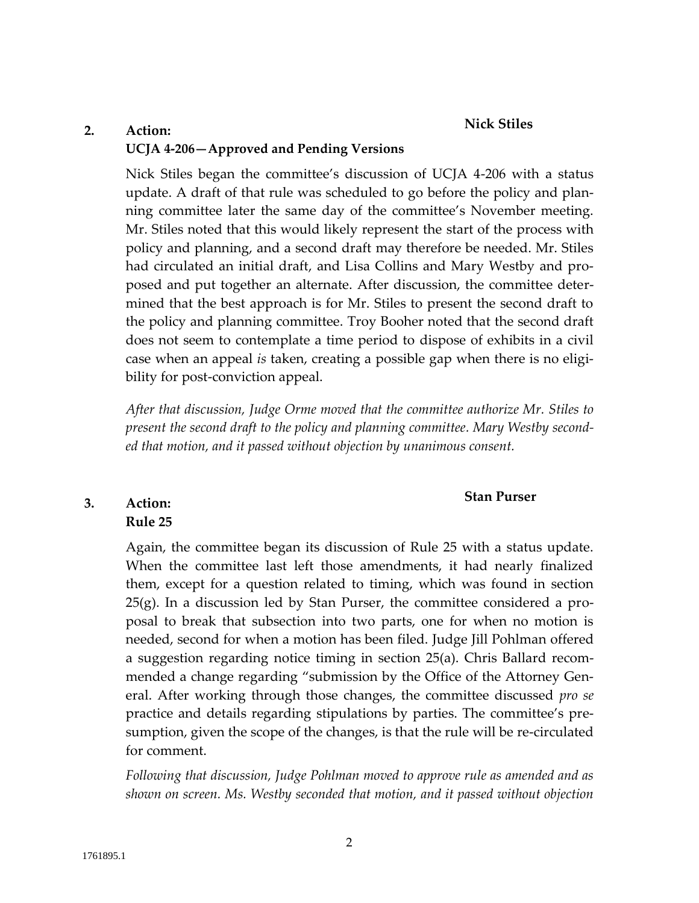## 2. Action: UCJA 4-206—Approved and Pending Versions

**Nick Stiles**

Nick Stiles began the committee's discussion of UCJA 4-206 with a status update. A draft of that rule was scheduled to go before the policy and planning committee later the same day of the committee's November meeting. Mr. Stiles noted that this would likely represent the start of the process with policy and planning, and a second draft may therefore be needed. Mr. Stiles had circulated an initial draft, and Lisa Collins and Mary Westby and proposed and put together an alternate. After discussion, the committee determined that the best approach is for Mr. Stiles to present the second draft to the policy and planning committee. Troy Booher noted that the second draft does not seem to contemplate a time period to dispose of exhibits in a civil case when an appeal *is* taken, creating a possible gap when there is no eligibility for post-conviction appeal.

*After that discussion, Judge Orme moved that the committee authorize Mr. Stiles to present the second draft to the policy and planning committee. Mary Westby seconded that motion, and it passed without objection by unanimous consent.*

## 3. Action: Rule 25

**Stan Purser**

Again, the committee began its discussion of Rule 25 with a status update. When the committee last left those amendments, it had nearly finalized them, except for a question related to timing, which was found in section 25(g). In a discussion led by Stan Purser, the committee considered a proposal to break that subsection into two parts, one for when no motion is needed, second for when a motion has been filed. Judge Jill Pohlman offered a suggestion regarding notice timing in section 25(a). Chris Ballard recommended a change regarding "submission by the Office of the Attorney General. After working through those changes, the committee discussed *pro se* practice and details regarding stipulations by parties. The committee's presumption, given the scope of the changes, is that the rule will be re-circulated for comment.

*Following that discussion, Judge Pohlman moved to approve rule as amended and as shown on screen. Ms. Westby seconded that motion, and it passed without objection*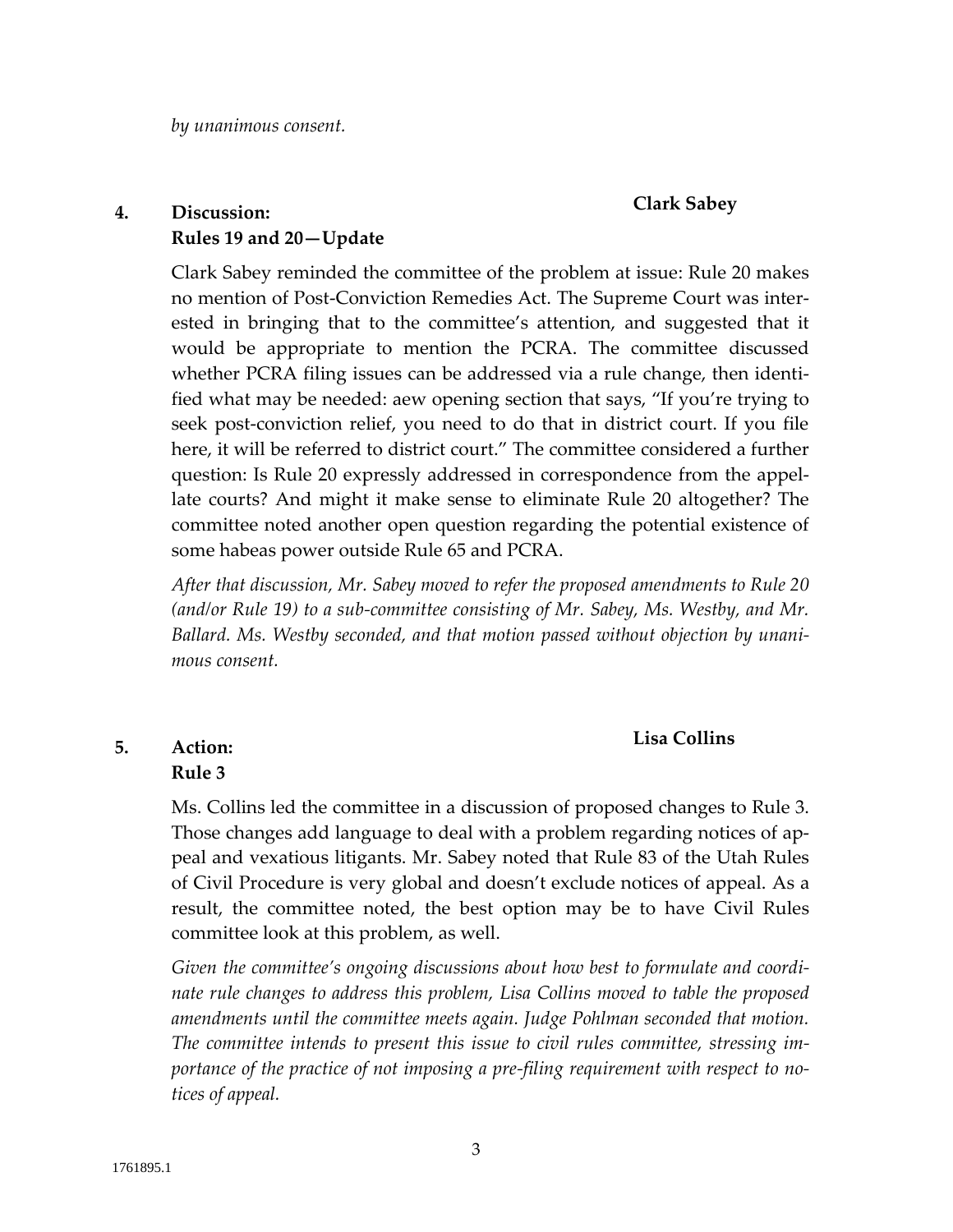*by unanimous consent.*

**4. Discussion: Rules 19 and 20—Update** **Clark Sabey**

Clark Sabey reminded the committee of the problem at issue: Rule 20 makes no mention of Post-Conviction Remedies Act. The Supreme Court was interested in bringing that to the committee's attention, and suggested that it would be appropriate to mention the PCRA. The committee discussed whether PCRA filing issues can be addressed via a rule change, then identified what may be needed: aew opening section that says, "If you're trying to seek post-conviction relief, you need to do that in district court. If you file here, it will be referred to district court." The committee considered a further question: Is Rule 20 expressly addressed in correspondence from the appellate courts? And might it make sense to eliminate Rule 20 altogether? The committee noted another open question regarding the potential existence of some habeas power outside Rule 65 and PCRA.

*After that discussion, Mr. Sabey moved to refer the proposed amendments to Rule 20 (and/or Rule 19) to a sub-committee consisting of Mr. Sabey, Ms. Westby, and Mr. Ballard. Ms. Westby seconded, and that motion passed without objection by unanimous consent.*

**5. Action: Rule 3** **Lisa Collins**

Ms. Collins led the committee in a discussion of proposed changes to Rule 3. Those changes add language to deal with a problem regarding notices of appeal and vexatious litigants. Mr. Sabey noted that Rule 83 of the Utah Rules of Civil Procedure is very global and doesn't exclude notices of appeal. As a result, the committee noted, the best option may be to have Civil Rules committee look at this problem, as well.

*Given the committee's ongoing discussions about how best to formulate and coordinate rule changes to address this problem, Lisa Collins moved to table the proposed amendments until the committee meets again. Judge Pohlman seconded that motion. The committee intends to present this issue to civil rules committee, stressing importance of the practice of not imposing a pre-filing requirement with respect to notices of appeal.*

1761895.1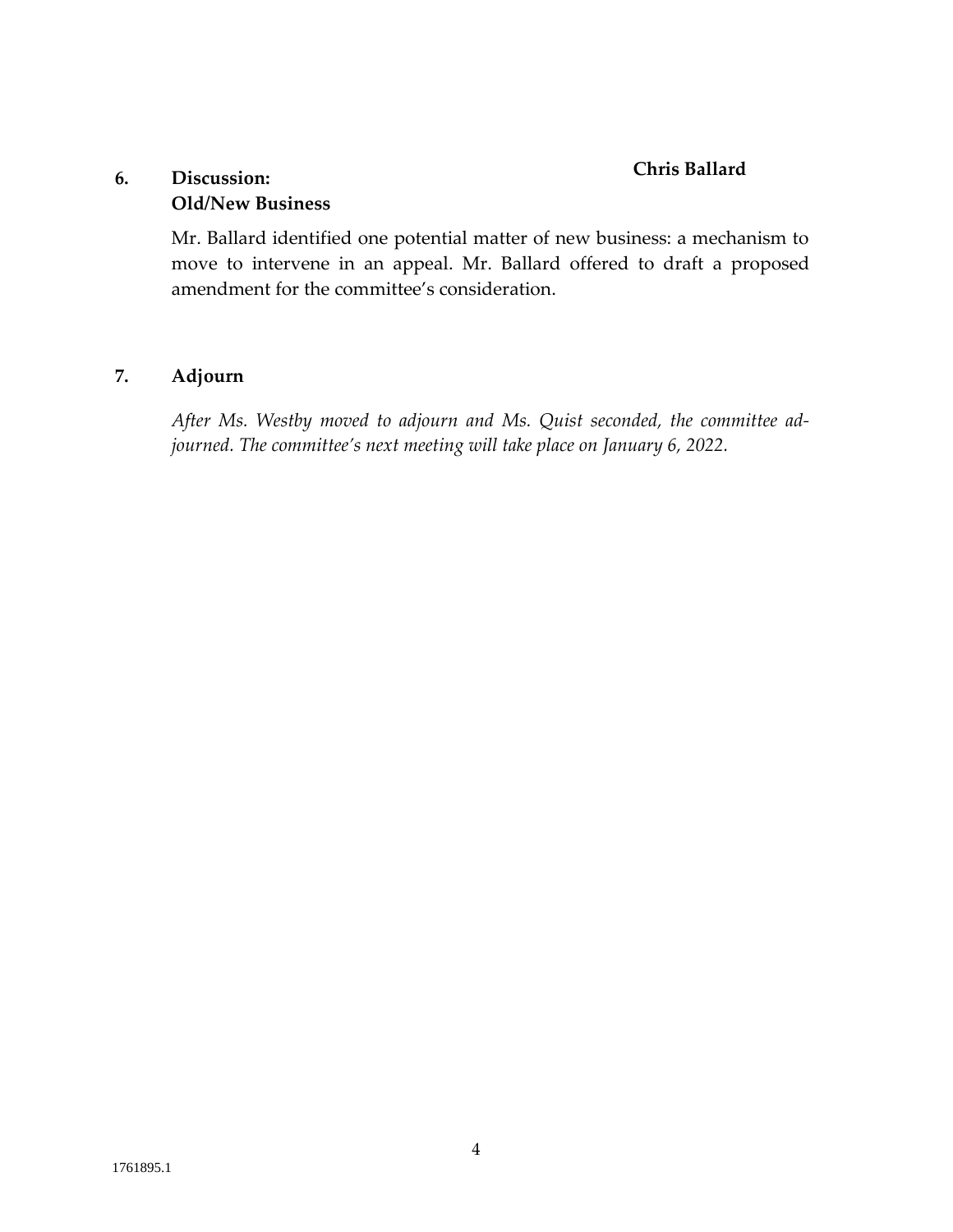## 6. Discussion: Old/New Business

**Chris Ballard**

Mr. Ballard identified one potential matter of new business: a mechanism to move to intervene in an appeal. Mr. Ballard offered to draft a proposed amendment for the committee's consideration.

## 7. Adjourn

*After Ms. Westby moved to adjourn and Ms. Quist seconded, the committee adjourned. The committee's next meeting will take place on January 6, 2022.*

1761895.1